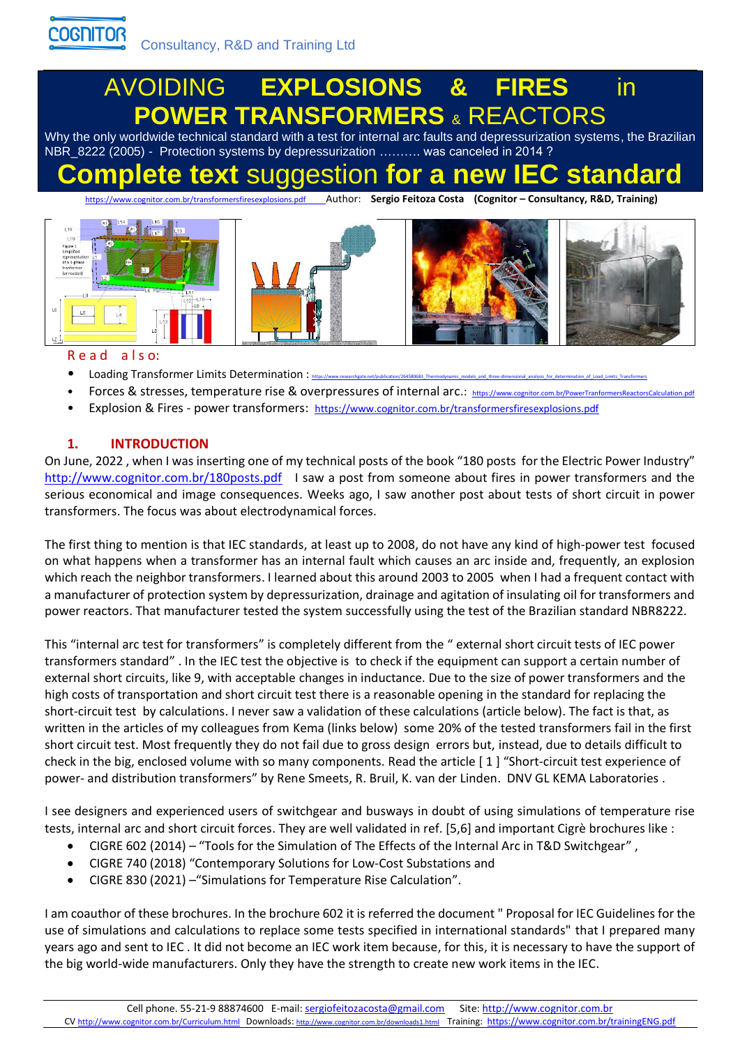COGNITOR Consultancy, R&D and Training Ltd

# AVOIDING EXPLOSIONS & FIRES in POWER TRANSFORMERS & REACTORS

Why the only worldwide technical standard with a test for internal arc faults and depressurization systems, the Brazilian NBR_8222 (2005) - Protection systems by depressurization .......... was canceled in 2014 ?

# Complete text suggestion for a new IEC standard

https://www.cognitor.com.br/transformersfiresexplosions.pdf Author: **Sergio Feitoza Costa (Cognitor – Consultancy, R&D, Training)**

Read also:

- Loading Transformer Limits Determination : https://www.researchgate.net/publication/264580683_Thermodynamic_models_and_three-dimensional_analysis_for_determination_of_Load_Limits_Transformers
- Forces & stresses, temperature rise & overpressures of internal arc.: https://www.cognitor.com.br/PowerTranformersReactorsCalculation.pdf
- Explosion & Fires - power transformers: https://www.cognitor.com.br/transformersfiresexplosions.pdf

## 1. INTRODUCTION

On June, 2022 , when I was inserting one of my technical posts of the book "180 posts for the Electric Power Industry" http://www.cognitor.com.br/180posts.pdf I saw a post from someone about fires in power transformers and the serious economical and image consequences. Weeks ago, I saw another post about tests of short circuit in power transformers. The focus was about electrodynamical forces.

The first thing to mention is that IEC standards, at least up to 2008, do not have any kind of high-power test focused on what happens when a transformer has an internal fault which causes an arc inside and, frequently, an explosion which reach the neighbor transformers. I learned about this around 2003 to 2005 when I had a frequent contact with a manufacturer of protection system by depressurization, drainage and agitation of insulating oil for transformers and power reactors. That manufacturer tested the system successfully using the test of the Brazilian standard NBR8222.

This "internal arc test for transformers" is completely different from the " external short circuit tests of IEC power transformers standard" . In the IEC test the objective is to check if the equipment can support a certain number of external short circuits, like 9, with acceptable changes in inductance. Due to the size of power transformers and the high costs of transportation and short circuit test there is a reasonable opening in the standard for replacing the short-circuit test by calculations. I never saw a validation of these calculations (article below). The fact is that, as written in the articles of my colleagues from Kema (links below) some 20% of the tested transformers fail in the first short circuit test. Most frequently they do not fail due to gross design errors but, instead, due to details difficult to check in the big, enclosed volume with so many components. Read the article [ 1 ] "Short-circuit test experience of power- and distribution transformers" by Rene Smeets, R. Bruil, K. van der Linden. DNV GL KEMA Laboratories .

I see designers and experienced users of switchgear and busways in doubt of using simulations of temperature rise tests, internal arc and short circuit forces. They are well validated in ref. [5,6] and important Cigrè brochures like :

- CIGRE 602 (2014) – "Tools for the Simulation of The Effects of the Internal Arc in T&D Switchgear" ,
- CIGRE 740 (2018) "Contemporary Solutions for Low-Cost Substations and
- CIGRE 830 (2021) –"Simulations for Temperature Rise Calculation".

I am coauthor of these brochures. In the brochure 602 it is referred the document " Proposal for IEC Guidelines for the use of simulations and calculations to replace some tests specified in international standards" that I prepared many years ago and sent to IEC . It did not become an IEC work item because, for this, it is necessary to have the support of the big world-wide manufacturers. Only they have the strength to create new work items in the IEC.

Cell phone. 55-21-9 88874600 E-mail: sergiofeitozacosta@gmail.com Site: http://www.cognitor.com.br
CV http://www.cognitor.com.br/Curriculum.html Downloads: http://www.cognitor.com.br/downloads1.html Training: https://www.cognitor.com.br/trainingENG.pdf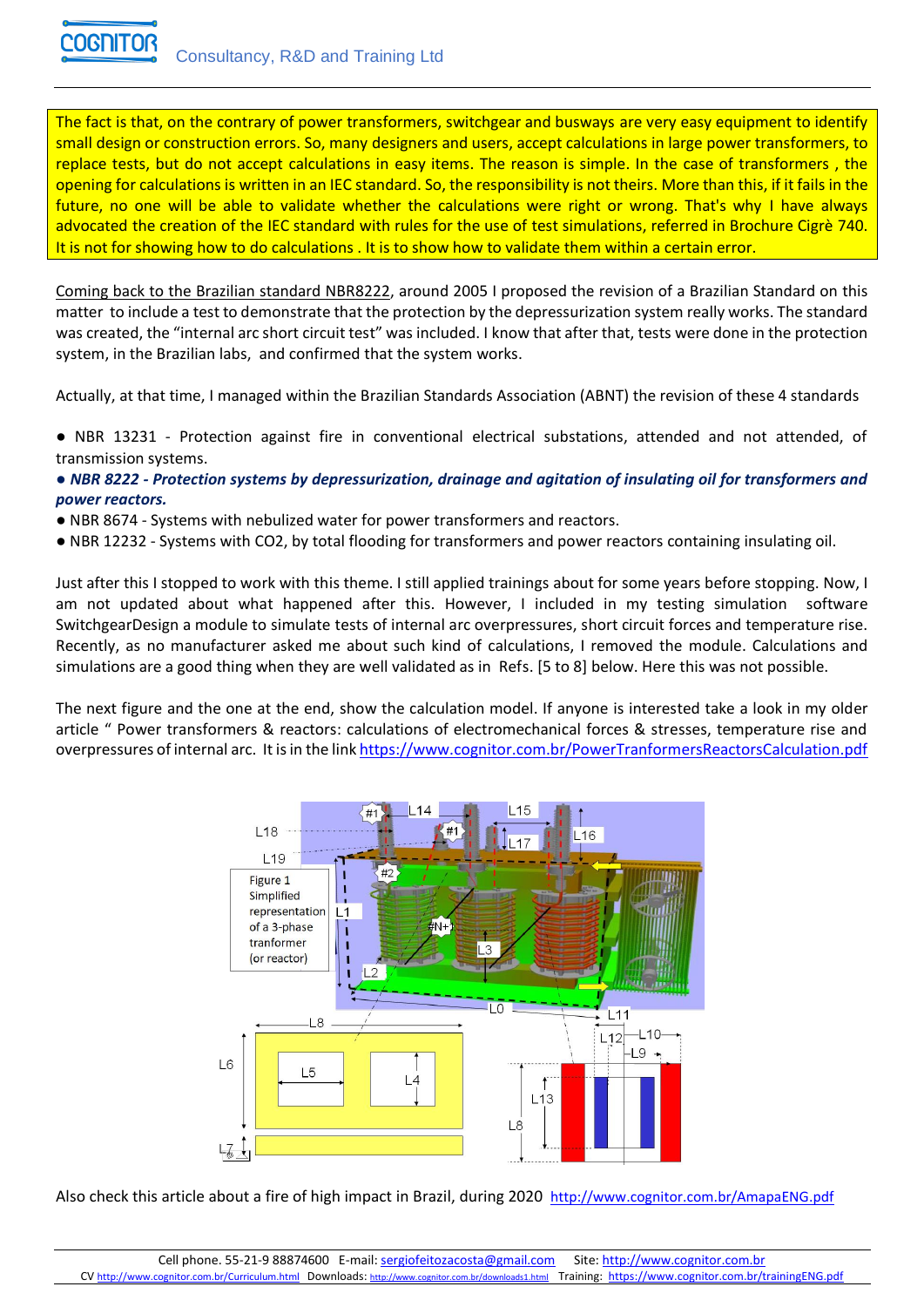The fact is that, on the contrary of power transformers, switchgear and busways are very easy equipment to identify small design or construction errors. So, many designers and users, accept calculations in large power transformers, to replace tests, but do not accept calculations in easy items. The reason is simple. In the case of transformers , the opening for calculations is written in an IEC standard. So, the responsibility is not theirs. More than this, if it fails in the future, no one will be able to validate whether the calculations were right or wrong. That's why I have always advocated the creation of the IEC standard with rules for the use of test simulations, referred in Brochure Cigrè 740. It is not for showing how to do calculations . It is to show how to validate them within a certain error.

Coming back to the Brazilian standard NBR8222, around 2005 I proposed the revision of a Brazilian Standard on this matter to include a test to demonstrate that the protection by the depressurization system really works. The standard was created, the "internal arc short circuit test" was included. I know that after that, tests were done in the protection system, in the Brazilian labs, and confirmed that the system works.

Actually, at that time, I managed within the Brazilian Standards Association (ABNT) the revision of these 4 standards

- NBR 13231 - Protection against fire in conventional electrical substations, attended and not attended, of transmission systems.
- ***NBR 8222 - Protection systems by depressurization, drainage and agitation of insulating oil for transformers and power reactors.***
- NBR 8674 - Systems with nebulized water for power transformers and reactors.
- NBR 12232 - Systems with $CO_2$, by total flooding for transformers and power reactors containing insulating oil.

Just after this I stopped to work with this theme. I still applied trainings about for some years before stopping. Now, I am not updated about what happened after this. However, I included in my testing simulation software SwitchgearDesign a module to simulate tests of internal arc overpressures, short circuit forces and temperature rise. Recently, as no manufacturer asked me about such kind of calculations, I removed the module. Calculations and simulations are a good thing when they are well validated as in Refs. [5 to 8] below. Here this was not possible.

The next figure and the one at the end, show the calculation model. If anyone is interested take a look in my older article " Power transformers & reactors: calculations of electromechanical forces & stresses, temperature rise and overpressures of internal arc. It is in the link https://www.cognitor.com.br/PowerTranformersReactorsCalculation.pdf

Figure 1 Simplified representation of a 3-phase tranformer (or reactor)

Also check this article about a fire of high impact in Brazil, during 2020 http://www.cognitor.com.br/AmapaENG.pdf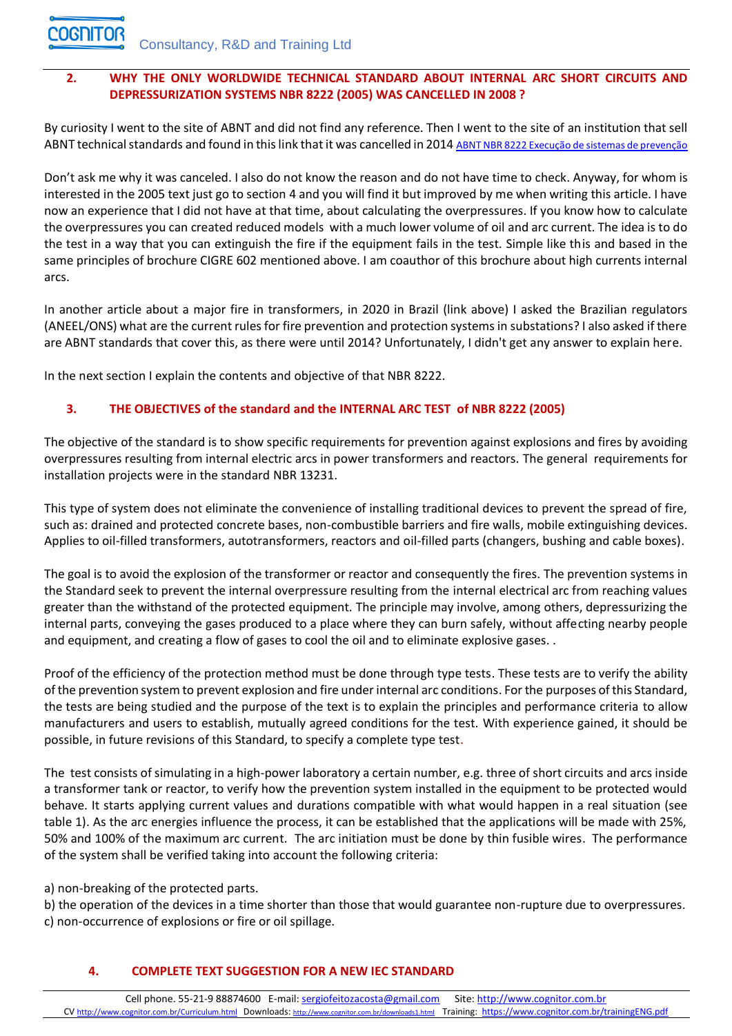## 2. WHY THE ONLY WORLDWIDE TECHNICAL STANDARD ABOUT INTERNAL ARC SHORT CIRCUITS AND DEPRESSURIZATION SYSTEMS NBR 8222 (2005) WAS CANCELLED IN 2008 ?

By curiosity I went to the site of ABNT and did not find any reference. Then I went to the site of an institution that sell ABNT technical standards and found in this link that it was cancelled in 2014 ABNT NBR 8222 Execução de sistemas de prevenção

Don't ask me why it was canceled. I also do not know the reason and do not have time to check. Anyway, for whom is interested in the 2005 text just go to section 4 and you will find it but improved by me when writing this article. I have now an experience that I did not have at that time, about calculating the overpressures. If you know how to calculate the overpressures you can created reduced models with a much lower volume of oil and arc current. The idea is to do the test in a way that you can extinguish the fire if the equipment fails in the test. Simple like this and based in the same principles of brochure CIGRE 602 mentioned above. I am coauthor of this brochure about high currents internal arcs.

In another article about a major fire in transformers, in 2020 in Brazil (link above) I asked the Brazilian regulators (ANEEL/ONS) what are the current rules for fire prevention and protection systems in substations? I also asked if there are ABNT standards that cover this, as there were until 2014? Unfortunately, I didn't get any answer to explain here.

In the next section I explain the contents and objective of that NBR 8222.

## 3. THE OBJECTIVES of the standard and the INTERNAL ARC TEST of NBR 8222 (2005)

The objective of the standard is to show specific requirements for prevention against explosions and fires by avoiding overpressures resulting from internal electric arcs in power transformers and reactors. The general requirements for installation projects were in the standard NBR 13231.

This type of system does not eliminate the convenience of installing traditional devices to prevent the spread of fire, such as: drained and protected concrete bases, non-combustible barriers and fire walls, mobile extinguishing devices. Applies to oil-filled transformers, autotransformers, reactors and oil-filled parts (changers, bushing and cable boxes).

The goal is to avoid the explosion of the transformer or reactor and consequently the fires. The prevention systems in the Standard seek to prevent the internal overpressure resulting from the internal electrical arc from reaching values greater than the withstand of the protected equipment. The principle may involve, among others, depressurizing the internal parts, conveying the gases produced to a place where they can burn safely, without affecting nearby people and equipment, and creating a flow of gases to cool the oil and to eliminate explosive gases. .

Proof of the efficiency of the protection method must be done through type tests. These tests are to verify the ability of the prevention system to prevent explosion and fire under internal arc conditions. For the purposes of this Standard, the tests are being studied and the purpose of the text is to explain the principles and performance criteria to allow manufacturers and users to establish, mutually agreed conditions for the test. With experience gained, it should be possible, in future revisions of this Standard, to specify a complete type test.

The test consists of simulating in a high-power laboratory a certain number, e.g. three of short circuits and arcs inside a transformer tank or reactor, to verify how the prevention system installed in the equipment to be protected would behave. It starts applying current values and durations compatible with what would happen in a real situation (see table 1). As the arc energies influence the process, it can be established that the applications will be made with 25%, 50% and 100% of the maximum arc current. The arc initiation must be done by thin fusible wires. The performance of the system shall be verified taking into account the following criteria:

a) non-breaking of the protected parts.
b) the operation of the devices in a time shorter than those that would guarantee non-rupture due to overpressures.
c) non-occurrence of explosions or fire or oil spillage.

## 4. COMPLETE TEXT SUGGESTION FOR A NEW IEC STANDARD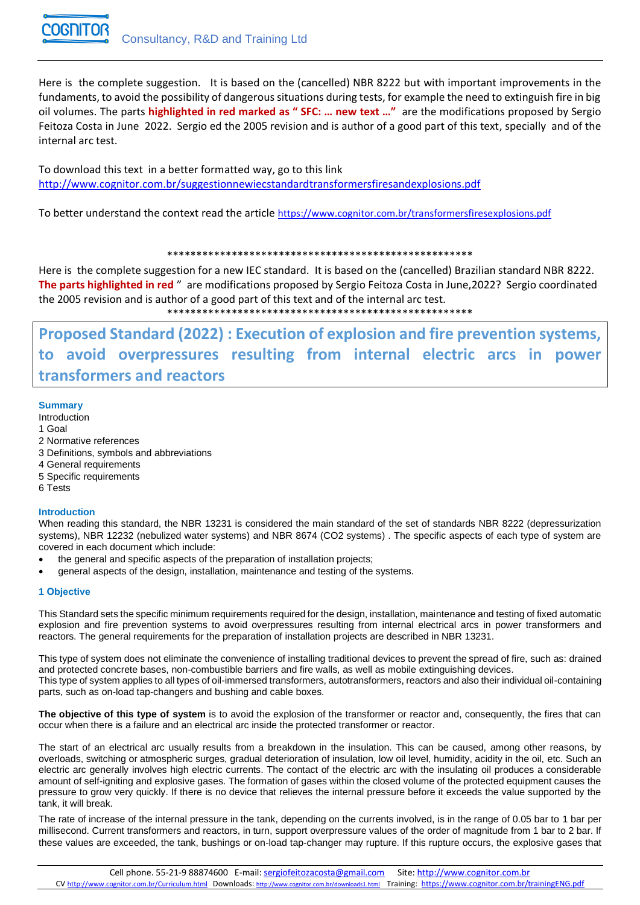Here is the complete suggestion. It is based on the (cancelled) NBR 8222 but with important improvements in the fundaments, to avoid the possibility of dangerous situations during tests, for example the need to extinguish fire in big oil volumes. The parts **highlighted in red marked as " SFC: … new text …"** are the modifications proposed by Sergio Feitoza Costa in June 2022. Sergio ed the 2005 revision and is author of a good part of this text, specially and of the internal arc test.

To download this text in a better formatted way, go to this link
http://www.cognitor.com.br/suggestionnewiecstandardtransformersfiresandexplosions.pdf

To better understand the context read the article https://www.cognitor.com.br/transformersfiresexplosions.pdf

\*\*\*\*\*\*\*\*\*\*\*\*\*\*\*\*\*\*\*\*\*\*\*\*\*\*\*\*\*\*\*\*\*\*\*\*\*\*\*\*\*\*\*\*\*\*\*\*\*\*\*\*\*

Here is the complete suggestion for a new IEC standard. It is based on the (cancelled) Brazilian standard NBR 8222. **The parts highlighted in red** " are modifications proposed by Sergio Feitoza Costa in June,2022? Sergio coordinated the 2005 revision and is author of a good part of this text and of the internal arc test.

\*\*\*\*\*\*\*\*\*\*\*\*\*\*\*\*\*\*\*\*\*\*\*\*\*\*\*\*\*\*\*\*\*\*\*\*\*\*\*\*\*\*\*\*\*\*\*\*\*\*\*\*\*

# Proposed Standard (2022) : Execution of explosion and fire prevention systems, to avoid overpressures resulting from internal electric arcs in power transformers and reactors

### Summary

Introduction
1 Goal
2 Normative references
3 Definitions, symbols and abbreviations
4 General requirements
5 Specific requirements
6 Tests

### Introduction

When reading this standard, the NBR 13231 is considered the main standard of the set of standards NBR 8222 (depressurization systems), NBR 12232 (nebulized water systems) and NBR 8674 (CO2 systems) . The specific aspects of each type of system are covered in each document which include:

- the general and specific aspects of the preparation of installation projects;
- general aspects of the design, installation, maintenance and testing of the systems.

### 1 Objective

This Standard sets the specific minimum requirements required for the design, installation, maintenance and testing of fixed automatic explosion and fire prevention systems to avoid overpressures resulting from internal electrical arcs in power transformers and reactors. The general requirements for the preparation of installation projects are described in NBR 13231.

This type of system does not eliminate the convenience of installing traditional devices to prevent the spread of fire, such as: drained and protected concrete bases, non-combustible barriers and fire walls, as well as mobile extinguishing devices.
This type of system applies to all types of oil-immersed transformers, autotransformers, reactors and also their individual oil-containing parts, such as on-load tap-changers and bushing and cable boxes.

**The objective of this type of system** is to avoid the explosion of the transformer or reactor and, consequently, the fires that can occur when there is a failure and an electrical arc inside the protected transformer or reactor.

The start of an electrical arc usually results from a breakdown in the insulation. This can be caused, among other reasons, by overloads, switching or atmospheric surges, gradual deterioration of insulation, low oil level, humidity, acidity in the oil, etc. Such an electric arc generally involves high electric currents. The contact of the electric arc with the insulating oil produces a considerable amount of self-igniting and explosive gases. The formation of gases within the closed volume of the protected equipment causes the pressure to grow very quickly. If there is no device that relieves the internal pressure before it exceeds the value supported by the tank, it will break.

The rate of increase of the internal pressure in the tank, depending on the currents involved, is in the range of 0.05 bar to 1 bar per millisecond. Current transformers and reactors, in turn, support overpressure values of the order of magnitude from 1 bar to 2 bar. If these values are exceeded, the tank, bushings or on-load tap-changer may rupture. If this rupture occurs, the explosive gases that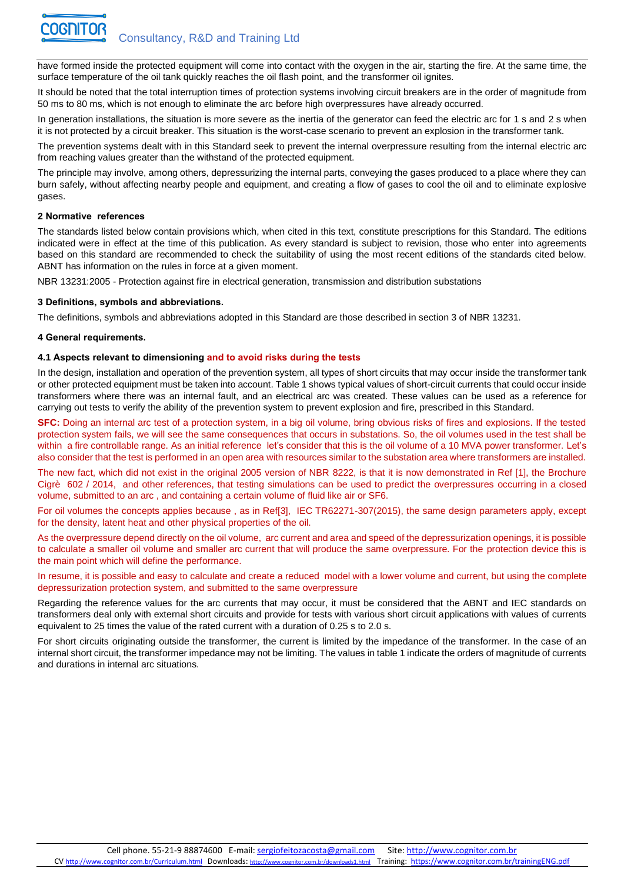have formed inside the protected equipment will come into contact with the oxygen in the air, starting the fire. At the same time, the surface temperature of the oil tank quickly reaches the oil flash point, and the transformer oil ignites.

It should be noted that the total interruption times of protection systems involving circuit breakers are in the order of magnitude from 50 ms to 80 ms, which is not enough to eliminate the arc before high overpressures have already occurred.

In generation installations, the situation is more severe as the inertia of the generator can feed the electric arc for 1 s and 2 s when it is not protected by a circuit breaker. This situation is the worst-case scenario to prevent an explosion in the transformer tank.

The prevention systems dealt with in this Standard seek to prevent the internal overpressure resulting from the internal electric arc from reaching values greater than the withstand of the protected equipment.

The principle may involve, among others, depressurizing the internal parts, conveying the gases produced to a place where they can burn safely, without affecting nearby people and equipment, and creating a flow of gases to cool the oil and to eliminate explosive gases.

## 2 Normative references

The standards listed below contain provisions which, when cited in this text, constitute prescriptions for this Standard. The editions indicated were in effect at the time of this publication. As every standard is subject to revision, those who enter into agreements based on this standard are recommended to check the suitability of using the most recent editions of the standards cited below. ABNT has information on the rules in force at a given moment.

NBR 13231:2005 - Protection against fire in electrical generation, transmission and distribution substations

## 3 Definitions, symbols and abbreviations.

The definitions, symbols and abbreviations adopted in this Standard are those described in section 3 of NBR 13231.

## 4 General requirements.

### 4.1 Aspects relevant to dimensioning and to avoid risks during the tests

In the design, installation and operation of the prevention system, all types of short circuits that may occur inside the transformer tank or other protected equipment must be taken into account. Table 1 shows typical values of short-circuit currents that could occur inside transformers where there was an internal fault, and an electrical arc was created. These values can be used as a reference for carrying out tests to verify the ability of the prevention system to prevent explosion and fire, prescribed in this Standard.

**SFC:** Doing an internal arc test of a protection system, in a big oil volume, bring obvious risks of fires and explosions. If the tested protection system fails, we will see the same consequences that occurs in substations. So, the oil volumes used in the test shall be within a fire controllable range. As an initial reference let's consider that this is the oil volume of a 10 MVA power transformer. Let's also consider that the test is performed in an open area with resources similar to the substation area where transformers are installed.

The new fact, which did not exist in the original 2005 version of NBR 8222, is that it is now demonstrated in Ref [1], the Brochure Cigrè 602 / 2014, and other references, that testing simulations can be used to predict the overpressures occurring in a closed volume, submitted to an arc , and containing a certain volume of fluid like air or SF6.

For oil volumes the concepts applies because , as in Ref[3], IEC TR62271-307(2015), the same design parameters apply, except for the density, latent heat and other physical properties of the oil.

As the overpressure depend directly on the oil volume, arc current and area and speed of the depressurization openings, it is possible to calculate a smaller oil volume and smaller arc current that will produce the same overpressure. For the protection device this is the main point which will define the performance.

In resume, it is possible and easy to calculate and create a reduced model with a lower volume and current, but using the complete depressurization protection system, and submitted to the same overpressure

Regarding the reference values for the arc currents that may occur, it must be considered that the ABNT and IEC standards on transformers deal only with external short circuits and provide for tests with various short circuit applications with values of currents equivalent to 25 times the value of the rated current with a duration of 0.25 s to 2.0 s.

For short circuits originating outside the transformer, the current is limited by the impedance of the transformer. In the case of an internal short circuit, the transformer impedance may not be limiting. The values in table 1 indicate the orders of magnitude of currents and durations in internal arc situations.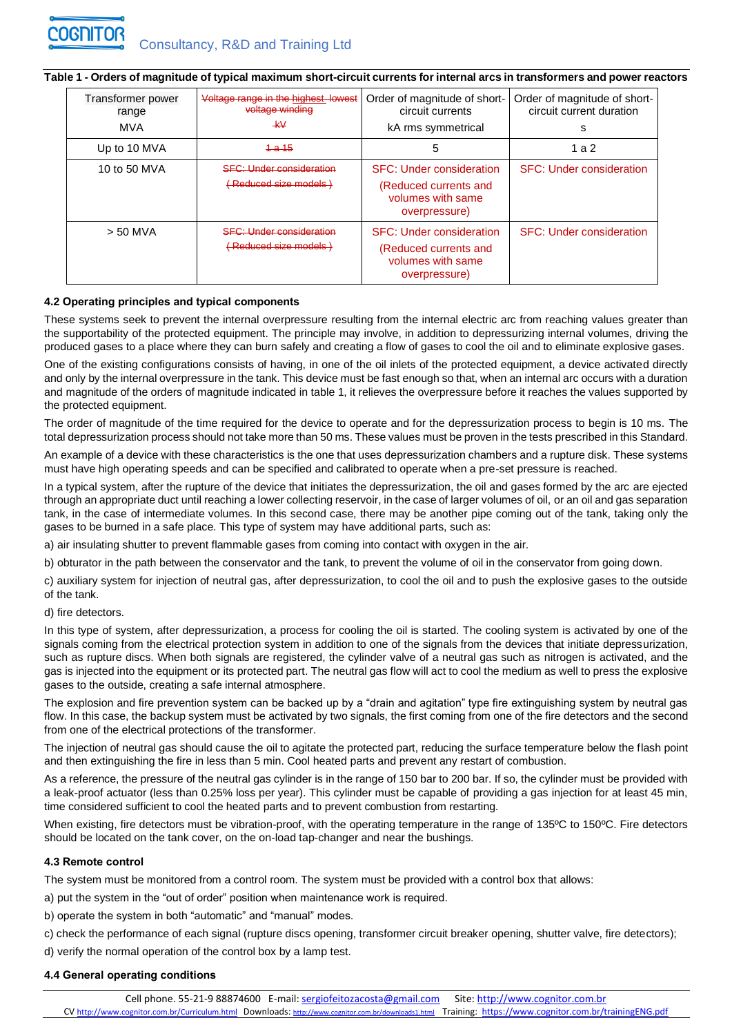**Table 1 - Orders of magnitude of typical maximum short-circuit currents for internal arcs in transformers and power reactors**

| Transformer power range<br>MVA | ~~Voltage range in the highest lowest voltage winding~~<br>~~kV~~ | Order of magnitude of short-circuit currents<br>kA rms symmetrical | Order of magnitude of short-circuit current duration<br>s |
|---|---|---|---|
| Up to 10 MVA | ~~1 a 15~~ | 5 | 1 a 2 |
| 10 to 50 MVA | ~~SFC: Under consideration~~<br>~~(Reduced size models)~~ | SFC: Under consideration<br>(Reduced currents and volumes with same overpressure) | SFC: Under consideration |
| > 50 MVA | ~~SFC: Under consideration~~<br>~~(Reduced size models)~~ | SFC: Under consideration<br>(Reduced currents and volumes with same overpressure) | SFC: Under consideration |

#### 4.2 Operating principles and typical components

These systems seek to prevent the internal overpressure resulting from the internal electric arc from reaching values greater than the supportability of the protected equipment. The principle may involve, in addition to depressurizing internal volumes, driving the produced gases to a place where they can burn safely and creating a flow of gases to cool the oil and to eliminate explosive gases.

One of the existing configurations consists of having, in one of the oil inlets of the protected equipment, a device activated directly and only by the internal overpressure in the tank. This device must be fast enough so that, when an internal arc occurs with a duration and magnitude of the orders of magnitude indicated in table 1, it relieves the overpressure before it reaches the values supported by the protected equipment.

The order of magnitude of the time required for the device to operate and for the depressurization process to begin is 10 ms. The total depressurization process should not take more than 50 ms. These values must be proven in the tests prescribed in this Standard.

An example of a device with these characteristics is the one that uses depressurization chambers and a rupture disk. These systems must have high operating speeds and can be specified and calibrated to operate when a pre-set pressure is reached.

In a typical system, after the rupture of the device that initiates the depressurization, the oil and gases formed by the arc are ejected through an appropriate duct until reaching a lower collecting reservoir, in the case of larger volumes of oil, or an oil and gas separation tank, in the case of intermediate volumes. In this second case, there may be another pipe coming out of the tank, taking only the gases to be burned in a safe place. This type of system may have additional parts, such as:

a) air insulating shutter to prevent flammable gases from coming into contact with oxygen in the air.

b) obturator in the path between the conservator and the tank, to prevent the volume of oil in the conservator from going down.

c) auxiliary system for injection of neutral gas, after depressurization, to cool the oil and to push the explosive gases to the outside of the tank.

d) fire detectors.

In this type of system, after depressurization, a process for cooling the oil is started. The cooling system is activated by one of the signals coming from the electrical protection system in addition to one of the signals from the devices that initiate depressurization, such as rupture discs. When both signals are registered, the cylinder valve of a neutral gas such as nitrogen is activated, and the gas is injected into the equipment or its protected part. The neutral gas flow will act to cool the medium as well to press the explosive gases to the outside, creating a safe internal atmosphere.

The explosion and fire prevention system can be backed up by a "drain and agitation" type fire extinguishing system by neutral gas flow. In this case, the backup system must be activated by two signals, the first coming from one of the fire detectors and the second from one of the electrical protections of the transformer.

The injection of neutral gas should cause the oil to agitate the protected part, reducing the surface temperature below the flash point and then extinguishing the fire in less than 5 min. Cool heated parts and prevent any restart of combustion.

As a reference, the pressure of the neutral gas cylinder is in the range of 150 bar to 200 bar. If so, the cylinder must be provided with a leak-proof actuator (less than 0.25% loss per year). This cylinder must be capable of providing a gas injection for at least 45 min, time considered sufficient to cool the heated parts and to prevent combustion from restarting.

When existing, fire detectors must be vibration-proof, with the operating temperature in the range of 135ºC to 150ºC. Fire detectors should be located on the tank cover, on the on-load tap-changer and near the bushings.

#### 4.3 Remote control

The system must be monitored from a control room. The system must be provided with a control box that allows:

a) put the system in the "out of order" position when maintenance work is required.

b) operate the system in both "automatic" and "manual" modes.

c) check the performance of each signal (rupture discs opening, transformer circuit breaker opening, shutter valve, fire detectors);

d) verify the normal operation of the control box by a lamp test.

#### 4.4 General operating conditions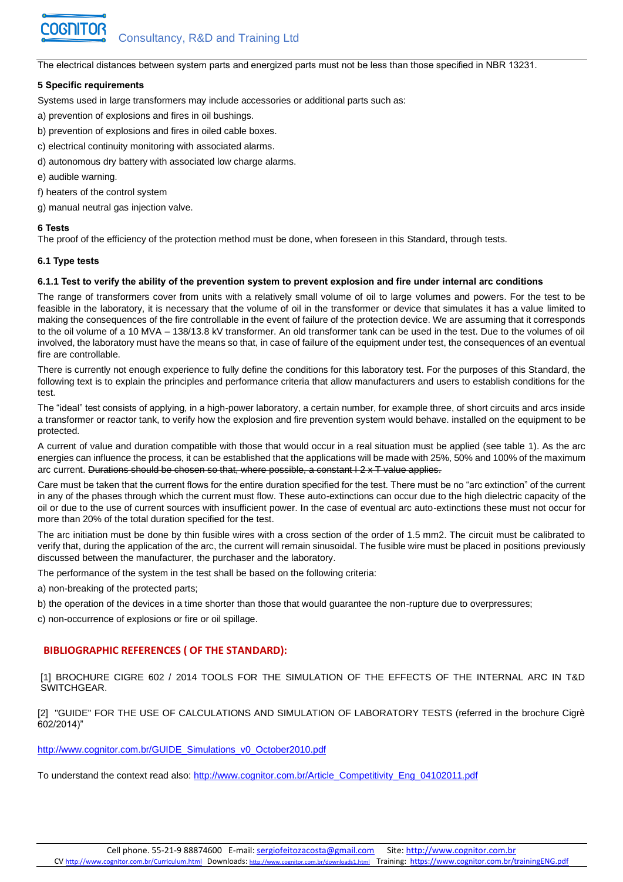The electrical distances between system parts and energized parts must not be less than those specified in NBR 13231.

**5 Specific requirements**

Systems used in large transformers may include accessories or additional parts such as:

a) prevention of explosions and fires in oil bushings.

b) prevention of explosions and fires in oiled cable boxes.

c) electrical continuity monitoring with associated alarms.

d) autonomous dry battery with associated low charge alarms.

e) audible warning.

f) heaters of the control system

g) manual neutral gas injection valve.

**6 Tests**

The proof of the efficiency of the protection method must be done, when foreseen in this Standard, through tests.

**6.1 Type tests**

**6.1.1 Test to verify the ability of the prevention system to prevent explosion and fire under internal arc conditions**

The range of transformers cover from units with a relatively small volume of oil to large volumes and powers. For the test to be feasible in the laboratory, it is necessary that the volume of oil in the transformer or device that simulates it has a value limited to making the consequences of the fire controllable in the event of failure of the protection device. We are assuming that it corresponds to the oil volume of a 10 MVA – 138/13.8 kV transformer. An old transformer tank can be used in the test. Due to the volumes of oil involved, the laboratory must have the means so that, in case of failure of the equipment under test, the consequences of an eventual fire are controllable.

There is currently not enough experience to fully define the conditions for this laboratory test. For the purposes of this Standard, the following text is to explain the principles and performance criteria that allow manufacturers and users to establish conditions for the test.

The "ideal" test consists of applying, in a high-power laboratory, a certain number, for example three, of short circuits and arcs inside a transformer or reactor tank, to verify how the explosion and fire prevention system would behave. installed on the equipment to be protected.

A current of value and duration compatible with those that would occur in a real situation must be applied (see table 1). As the arc energies can influence the process, it can be established that the applications will be made with 25%, 50% and 100% of the maximum arc current. ~~Durations should be chosen so that, where possible, a constant I 2 x T value applies.~~

Care must be taken that the current flows for the entire duration specified for the test. There must be no "arc extinction" of the current in any of the phases through which the current must flow. These auto-extinctions can occur due to the high dielectric capacity of the oil or due to the use of current sources with insufficient power. In the case of eventual arc auto-extinctions these must not occur for more than 20% of the total duration specified for the test.

The arc initiation must be done by thin fusible wires with a cross section of the order of 1.5 mm2. The circuit must be calibrated to verify that, during the application of the arc, the current will remain sinusoidal. The fusible wire must be placed in positions previously discussed between the manufacturer, the purchaser and the laboratory.

The performance of the system in the test shall be based on the following criteria:

a) non-breaking of the protected parts;

b) the operation of the devices in a time shorter than those that would guarantee the non-rupture due to overpressures;

c) non-occurrence of explosions or fire or oil spillage.

**BIBLIOGRAPHIC REFERENCES ( OF THE STANDARD):**

[1] BROCHURE CIGRE 602 / 2014 TOOLS FOR THE SIMULATION OF THE EFFECTS OF THE INTERNAL ARC IN T&D SWITCHGEAR.

[2] "GUIDE" FOR THE USE OF CALCULATIONS AND SIMULATION OF LABORATORY TESTS (referred in the brochure Cigrè 602/2014)"

http://www.cognitor.com.br/GUIDE_Simulations_v0_October2010.pdf

To understand the context read also: http://www.cognitor.com.br/Article_Competitivity_Eng_04102011.pdf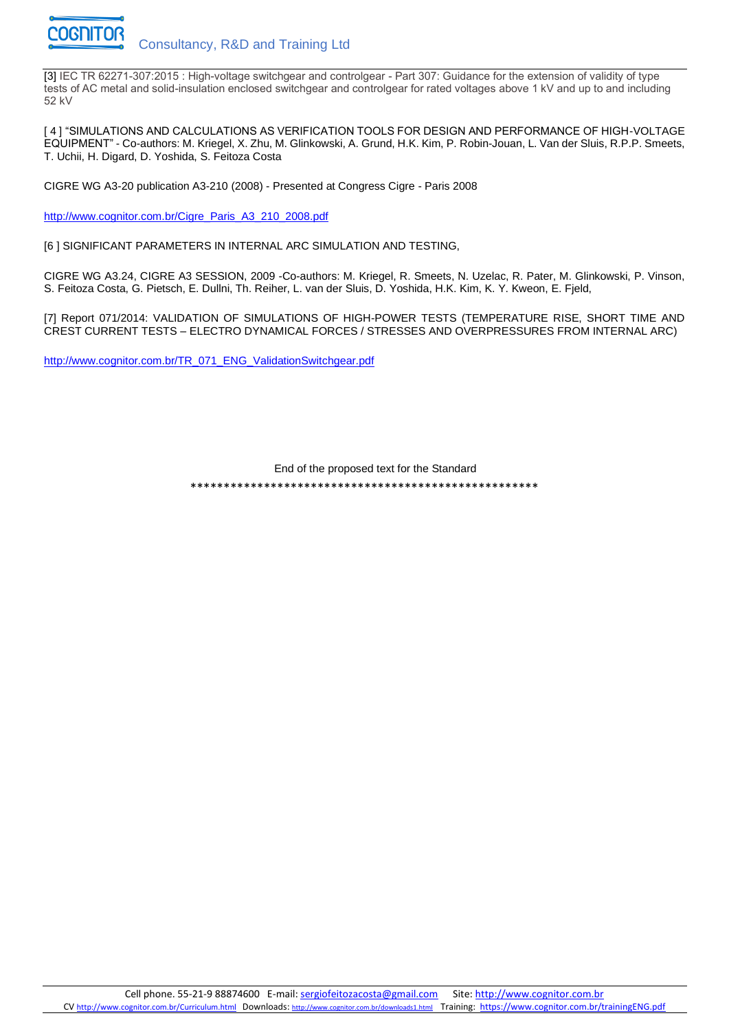[3] IEC TR 62271-307:2015 : High-voltage switchgear and controlgear - Part 307: Guidance for the extension of validity of type tests of AC metal and solid-insulation enclosed switchgear and controlgear for rated voltages above 1 kV and up to and including 52 kV

[ 4 ] "SIMULATIONS AND CALCULATIONS AS VERIFICATION TOOLS FOR DESIGN AND PERFORMANCE OF HIGH-VOLTAGE EQUIPMENT" - Co-authors: M. Kriegel, X. Zhu, M. Glinkowski, A. Grund, H.K. Kim, P. Robin-Jouan, L. Van der Sluis, R.P.P. Smeets, T. Uchii, H. Digard, D. Yoshida, S. Feitoza Costa

CIGRE WG A3-20 publication A3-210 (2008) - Presented at Congress Cigre - Paris 2008

http://www.cognitor.com.br/Cigre_Paris_A3_210_2008.pdf

[6 ] SIGNIFICANT PARAMETERS IN INTERNAL ARC SIMULATION AND TESTING,

CIGRE WG A3.24, CIGRE A3 SESSION, 2009 -Co-authors: M. Kriegel, R. Smeets, N. Uzelac, R. Pater, M. Glinkowski, P. Vinson, S. Feitoza Costa, G. Pietsch, E. Dullni, Th. Reiher, L. van der Sluis, D. Yoshida, H.K. Kim, K. Y. Kweon, E. Fjeld,

[7] Report 071/2014: VALIDATION OF SIMULATIONS OF HIGH-POWER TESTS (TEMPERATURE RISE, SHORT TIME AND CREST CURRENT TESTS – ELECTRO DYNAMICAL FORCES / STRESSES AND OVERPRESSURES FROM INTERNAL ARC)

http://www.cognitor.com.br/TR_071_ENG_ValidationSwitchgear.pdf

End of the proposed text for the Standard

*****************************************************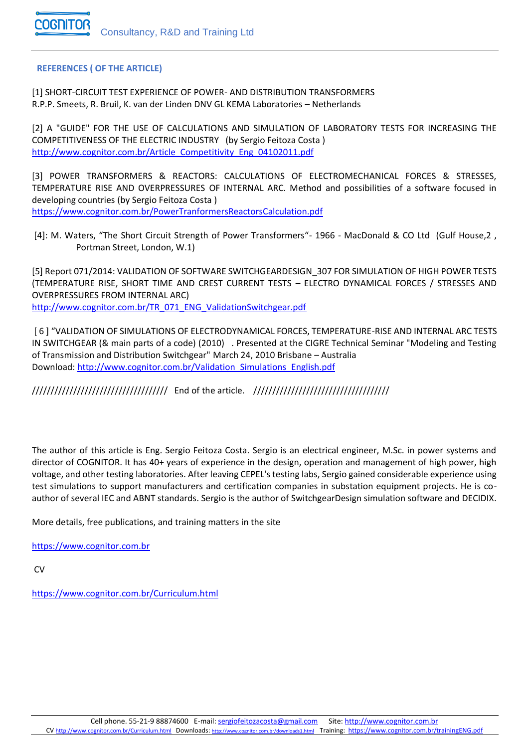## REFERENCES ( OF THE ARTICLE)

[1] SHORT-CIRCUIT TEST EXPERIENCE OF POWER- AND DISTRIBUTION TRANSFORMERS
R.P.P. Smeets, R. Bruil, K. van der Linden DNV GL KEMA Laboratories – Netherlands

[2] A "GUIDE" FOR THE USE OF CALCULATIONS AND SIMULATION OF LABORATORY TESTS FOR INCREASING THE COMPETITIVENESS OF THE ELECTRIC INDUSTRY (by Sergio Feitoza Costa )
http://www.cognitor.com.br/Article_Competitivity_Eng_04102011.pdf

[3] POWER TRANSFORMERS & REACTORS: CALCULATIONS OF ELECTROMECHANICAL FORCES & STRESSES, TEMPERATURE RISE AND OVERPRESSURES OF INTERNAL ARC. Method and possibilities of a software focused in developing countries (by Sergio Feitoza Costa )
https://www.cognitor.com.br/PowerTranformersReactorsCalculation.pdf

[4]: M. Waters, "The Short Circuit Strength of Power Transformers"- 1966 - MacDonald & CO Ltd (Gulf House,2 , Portman Street, London, W.1)

[5] Report 071/2014: VALIDATION OF SOFTWARE SWITCHGEARDESIGN_307 FOR SIMULATION OF HIGH POWER TESTS (TEMPERATURE RISE, SHORT TIME AND CREST CURRENT TESTS – ELECTRO DYNAMICAL FORCES / STRESSES AND OVERPRESSURES FROM INTERNAL ARC)
http://www.cognitor.com.br/TR_071_ENG_ValidationSwitchgear.pdf

[ 6 ] "VALIDATION OF SIMULATIONS OF ELECTRODYNAMICAL FORCES, TEMPERATURE-RISE AND INTERNAL ARC TESTS IN SWITCHGEAR (& main parts of a code) (2010) . Presented at the CIGRE Technical Seminar "Modeling and Testing of Transmission and Distribution Switchgear" March 24, 2010 Brisbane – Australia
Download: http://www.cognitor.com.br/Validation_Simulations_English.pdf

////////////////////////////////// End of the article. //////////////////////////////////

The author of this article is Eng. Sergio Feitoza Costa. Sergio is an electrical engineer, M.Sc. in power systems and director of COGNITOR. It has 40+ years of experience in the design, operation and management of high power, high voltage, and other testing laboratories. After leaving CEPEL's testing labs, Sergio gained considerable experience using test simulations to support manufacturers and certification companies in substation equipment projects. He is co-author of several IEC and ABNT standards. Sergio is the author of SwitchgearDesign simulation software and DECIDIX.

More details, free publications, and training matters in the site

https://www.cognitor.com.br

CV

https://www.cognitor.com.br/Curriculum.html